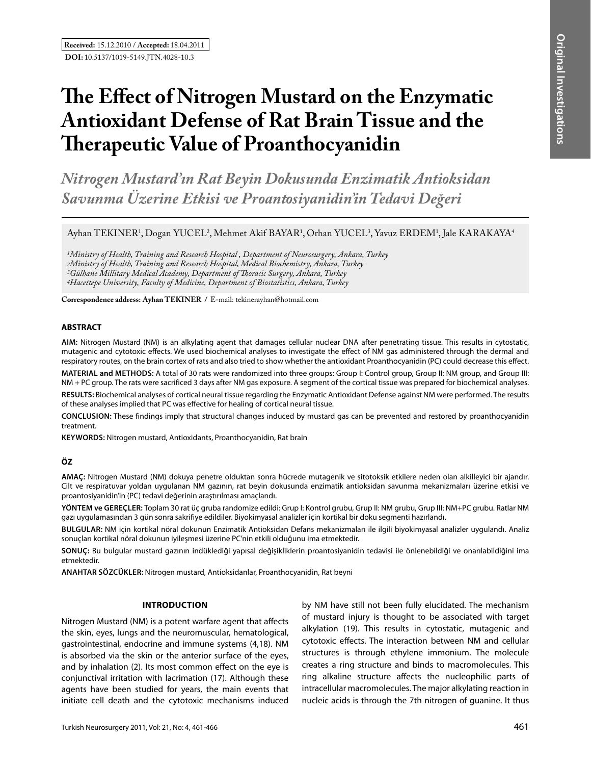**Received:** 15.12.2010 / **Accepted:** 18.04.2011

**DOI:** 10.5137/1019-5149.JTN.4028-10.3

# The Effect of Nitrogen Mustard on the Enzymatic Antioxidant Defense of Rat Brain Tissue and the Therapeutic Value of Proanthocyanidin

## *Nitrogen Mustard'ın Rat Beyin Dokusunda Enzimatik Antioksidan Savunma Üzerine Etkisi ve Proantosiyanidin'in Tedavi Değeri*

Ayhan TEKINER[1], Dogan YUCEL[2], Mehmet Akif BAYAR[1], Orhan YUCEL[3], Yavuz ERDEM[1], Jale KARAKAYA[4]

*[1]Ministry of Health, Training and Research Hospital , Department of Neurosurgery, Ankara, Turkey*
*[2]Ministry of Health, Training and Research Hospital, Medical Biochemistry, Ankara, Turkey*
*[3]Gülhane Millitary Medical Academy, Department of Thoracic Surgery, Ankara, Turkey*
*[4]Hacettepe University, Faculty of Medicine, Department of Biostatistics, Ankara, Turkey*

**Correspondence address: Ayhan TEKINER /** E-mail: tekinerayhan@hotmail.com

### ABSTRACT

**AIM:** Nitrogen Mustard (NM) is an alkylating agent that damages cellular nuclear DNA after penetrating tissue. This results in cytostatic, mutagenic and cytotoxic effects. We used biochemical analyses to investigate the effect of NM gas administered through the dermal and respiratory routes, on the brain cortex of rats and also tried to show whether the antioxidant Proanthocyanidin (PC) could decrease this effect.

**MATERIAL and METHODS:** A total of 30 rats were randomized into three groups: Group I: Control group, Group II: NM group, and Group III: NM + PC group. The rats were sacrificed 3 days after NM gas exposure. A segment of the cortical tissue was prepared for biochemical analyses.

**RESULTS:** Biochemical analyses of cortical neural tissue regarding the Enzymatic Antioxidant Defense against NM were performed. The results of these analyses implied that PC was effective for healing of cortical neural tissue.

**CONCLUSION:** These findings imply that structural changes induced by mustard gas can be prevented and restored by proanthocyanidin treatment.

**KEYWORDS:** Nitrogen mustard, Antioxidants, Proanthocyanidin, Rat brain

### ÖZ

**AMAÇ:** Nitrogen Mustard (NM) dokuya penetre olduktan sonra hücrede mutagenik ve sitotoksik etkilere neden olan alkilleyici bir ajandır. Cilt ve respiratuvar yoldan uygulanan NM gazının, rat beyin dokusunda enzimatik antioksidan savunma mekanizmaları üzerine etkisi ve proantosiyanidin'in (PC) tedavi değerinin araştırılması amaçlandı.

**YÖNTEM ve GEREÇLER:** Toplam 30 rat üç gruba randomize edildi: Grup I: Kontrol grubu, Grup II: NM grubu, Grup III: NM+PC grubu. Ratlar NM gazı uygulamasından 3 gün sonra sakrifiye edildiler. Biyokimyasal analizler için kortikal bir doku segmenti hazırlandı.

**BULGULAR:** NM için kortikal nöral dokunun Enzimatik Antioksidan Defans mekanizmaları ile ilgili biyokimyasal analizler uygulandı. Analiz sonuçları kortikal nöral dokunun iyileşmesi üzerine PC'nin etkili olduğunu ima etmektedir.

**SONUÇ:** Bu bulgular mustard gazının indüklediği yapısal değişikliklerin proantosiyanidin tedavisi ile önlenebildiği ve onarılabildiğini ima etmektedir.

**ANAHTAR SÖZCÜKLER:** Nitrogen mustard, Antioksidanlar, Proanthocyanidin, Rat beyni

### INTRODUCTION

Nitrogen Mustard (NM) is a potent warfare agent that affects the skin, eyes, lungs and the neuromuscular, hematological, gastrointestinal, endocrine and immune systems (4,18). NM is absorbed via the skin or the anterior surface of the eyes, and by inhalation (2). Its most common effect on the eye is conjunctival irritation with lacrimation (17). Although these agents have been studied for years, the main events that initiate cell death and the cytotoxic mechanisms induced by NM have still not been fully elucidated. The mechanism of mustard injury is thought to be associated with target alkylation (19). This results in cytostatic, mutagenic and cytotoxic effects. The interaction between NM and cellular structures is through ethylene immonium. The molecule creates a ring structure and binds to macromolecules. This ring alkaline structure affects the nucleophilic parts of intracellular macromolecules. The major alkylating reaction in nucleic acids is through the 7th nitrogen of guanine. It thus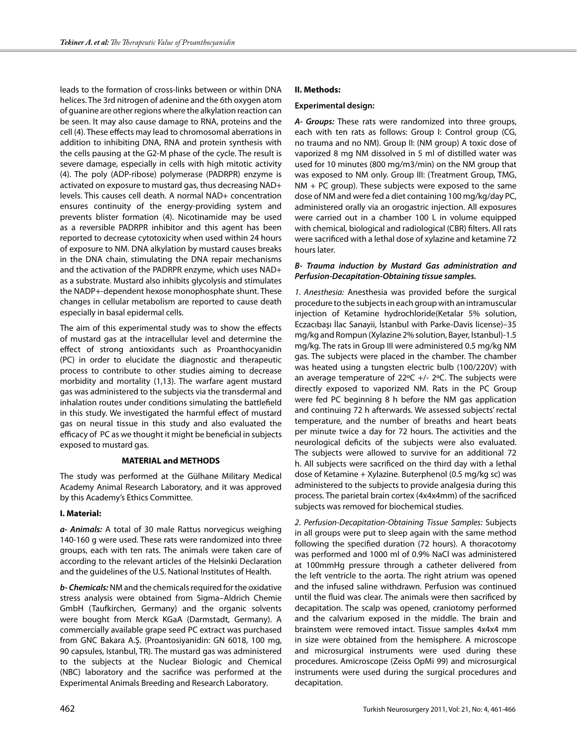leads to the formation of cross-links between or within DNA helices. The 3rd nitrogen of adenine and the 6th oxygen atom of guanine are other regions where the alkylation reaction can be seen. It may also cause damage to RNA, proteins and the cell (4). These effects may lead to chromosomal aberrations in addition to inhibiting DNA, RNA and protein synthesis with the cells pausing at the G2-M phase of the cycle. The result is severe damage, especially in cells with high mitotic activity (4). The poly (ADP-ribose) polymerase (PADRPR) enzyme is activated on exposure to mustard gas, thus decreasing $NAD^+$ levels. This causes cell death. A normal $NAD^+$ concentration ensures continuity of the energy-providing system and prevents blister formation (4). Nicotinamide may be used as a reversible PADRPR inhibitor and this agent has been reported to decrease cytotoxicity when used within 24 hours of exposure to NM. DNA alkylation by mustard causes breaks in the DNA chain, stimulating the DNA repair mechanisms and the activation of the PADRPR enzyme, which uses $NAD^+$ as a substrate. Mustard also inhibits glycolysis and stimulates the $NADP^+$-dependent hexose monophosphate shunt. These changes in cellular metabolism are reported to cause death especially in basal epidermal cells.

The aim of this experimental study was to show the effects of mustard gas at the intracellular level and determine the effect of strong antioxidants such as Proanthocyanidin (PC) in order to elucidate the diagnostic and therapeutic process to contribute to other studies aiming to decrease morbidity and mortality (1,13). The warfare agent mustard gas was administered to the subjects via the transdermal and inhalation routes under conditions simulating the battlefield in this study. We investigated the harmful effect of mustard gas on neural tissue in this study and also evaluated the efficacy of PC as we thought it might be beneficial in subjects exposed to mustard gas.

## MATERIAL and METHODS

The study was performed at the Gülhane Military Medical Academy Animal Research Laboratory, and it was approved by this Academy's Ethics Committee.

### I. Material:

***a- Animals:*** A total of 30 male Rattus norvegicus weighing 140-160 g were used. These rats were randomized into three groups, each with ten rats. The animals were taken care of according to the relevant articles of the Helsinki Declaration and the guidelines of the U.S. National Institutes of Health.

***b- Chemicals:*** NM and the chemicals required for the oxidative stress analysis were obtained from Sigma–Aldrich Chemie GmbH (Taufkirchen, Germany) and the organic solvents were bought from Merck KGaA (Darmstadt, Germany). A commercially available grape seed PC extract was purchased from GNC Bakara A.Ş. (Proantosiyanidin: GN 6018, 100 mg, 90 capsules, Istanbul, TR). The mustard gas was administered to the subjects at the Nuclear Biologic and Chemical (NBC) laboratory and the sacrifice was performed at the Experimental Animals Breeding and Research Laboratory.

### II. Methods:

**Experimental design:**

***A- Groups:*** These rats were randomized into three groups, each with ten rats as follows: Group I: Control group (CG, no trauma and no NM). Group II: (NM group) A toxic dose of vaporized 8 mg NM dissolved in 5 ml of distilled water was used for 10 minutes (800 mg/m3/min) on the NM group that was exposed to NM only. Group III: (Treatment Group, TMG, NM + PC group). These subjects were exposed to the same dose of NM and were fed a diet containing 100 mg/kg/day PC, administered orally via an orogastric injection. All exposures were carried out in a chamber 100 L in volume equipped with chemical, biological and radiological (CBR) filters. All rats were sacrificed with a lethal dose of xylazine and ketamine 72 hours later.

***B- Trauma induction by Mustard Gas administration and Perfusion-Decapitation-Obtaining tissue samples.***

*1. Anesthesia:* Anesthesia was provided before the surgical procedure to the subjects in each group with an intramuscular injection of Ketamine hydrochloride(Ketalar 5% solution, Eczacıbaşı İlac Sanayii, İstanbul with Parke-Davis license)–35 mg/kg and Rompun (Xylazine 2% solution, Bayer, Istanbul)-1.5 mg/kg. The rats in Group III were administered 0.5 mg/kg NM gas. The subjects were placed in the chamber. The chamber was heated using a tungsten electric bulb (100/220V) with an average temperature of 22ºC +/- 2ºC. The subjects were directly exposed to vaporized NM. Rats in the PC Group were fed PC beginning 8 h before the NM gas application and continuing 72 h afterwards. We assessed subjects' rectal temperature, and the number of breaths and heart beats per minute twice a day for 72 hours. The activities and the neurological deficits of the subjects were also evaluated. The subjects were allowed to survive for an additional 72 h. All subjects were sacrificed on the third day with a lethal dose of Ketamine + Xylazine. Buterphenol (0.5 mg/kg sc) was administered to the subjects to provide analgesia during this process. The parietal brain cortex (4x4x4mm) of the sacrificed subjects was removed for biochemical studies.

*2. Perfusion-Decapitation-Obtaining Tissue Samples:* Subjects in all groups were put to sleep again with the same method following the specified duration (72 hours). A thoracotomy was performed and 1000 ml of 0.9% NaCl was administered at 100mmHg pressure through a catheter delivered from the left ventricle to the aorta. The right atrium was opened and the infused saline withdrawn. Perfusion was continued until the fluid was clear. The animals were then sacrificed by decapitation. The scalp was opened, craniotomy performed and the calvarium exposed in the middle. The brain and brainstem were removed intact. Tissue samples 4x4x4 mm in size were obtained from the hemisphere. A microscope and microsurgical instruments were used during these procedures. Amicroscope (Zeiss OpMi 99) and microsurgical instruments were used during the surgical procedures and decapitation.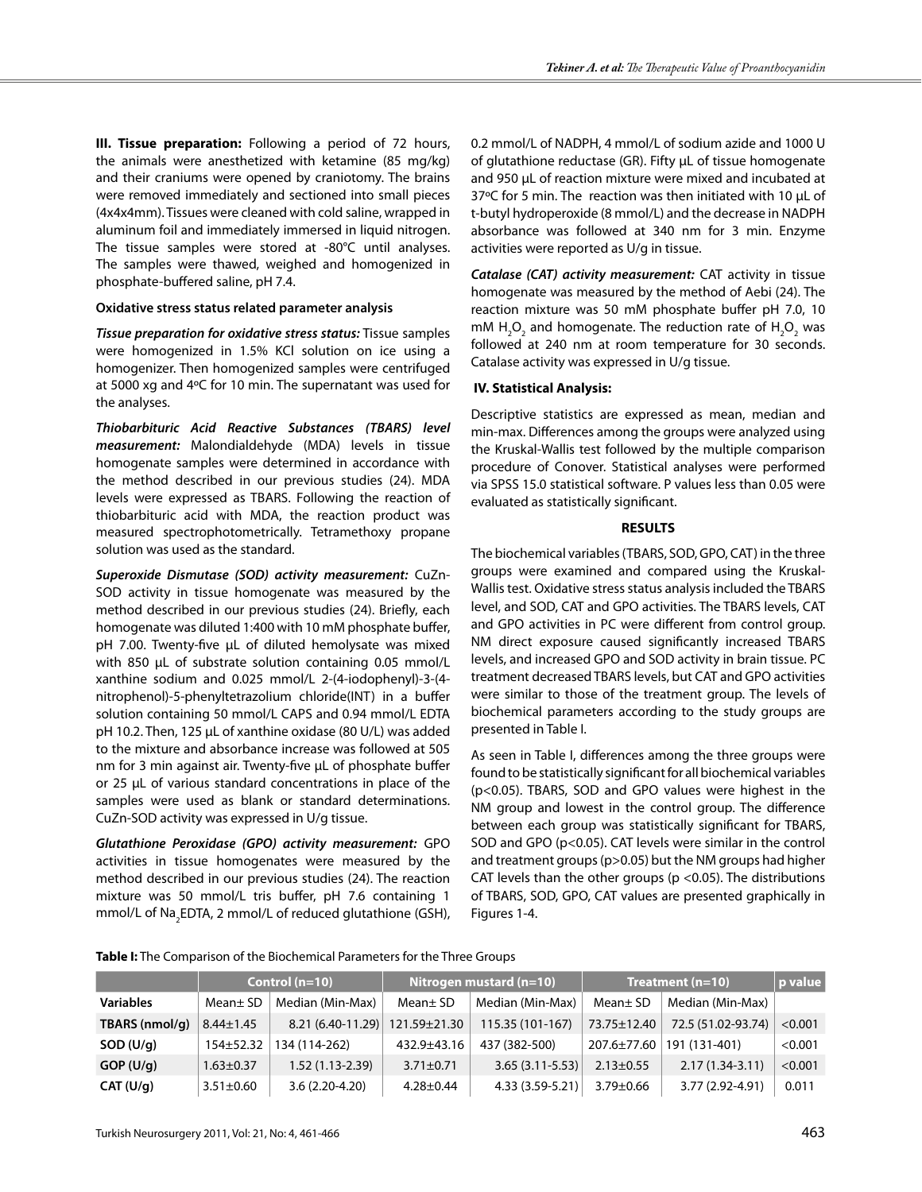**III. Tissue preparation:** Following a period of 72 hours, the animals were anesthetized with ketamine (85 mg/kg) and their craniums were opened by craniotomy. The brains were removed immediately and sectioned into small pieces (4x4x4mm). Tissues were cleaned with cold saline, wrapped in aluminum foil and immediately immersed in liquid nitrogen. The tissue samples were stored at -80°C until analyses. The samples were thawed, weighed and homogenized in phosphate-buffered saline, pH 7.4.

**Oxidative stress status related parameter analysis**

***Tissue preparation for oxidative stress status:*** Tissue samples were homogenized in 1.5% KCl solution on ice using a homogenizer. Then homogenized samples were centrifuged at 5000 xg and 4ºC for 10 min. The supernatant was used for the analyses.

***Thiobarbituric Acid Reactive Substances (TBARS) level measurement:*** Malondialdehyde (MDA) levels in tissue homogenate samples were determined in accordance with the method described in our previous studies (24). MDA levels were expressed as TBARS. Following the reaction of thiobarbituric acid with MDA, the reaction product was measured spectrophotometrically. Tetramethoxy propane solution was used as the standard.

***Superoxide Dismutase (SOD) activity measurement:*** CuZn-SOD activity in tissue homogenate was measured by the method described in our previous studies (24). Briefly, each homogenate was diluted 1:400 with 10 mM phosphate buffer, pH 7.00. Twenty-five µL of diluted hemolysate was mixed with 850 µL of substrate solution containing 0.05 mmol/L xanthine sodium and 0.025 mmol/L 2-(4-iodophenyl)-3-(4-nitrophenol)-5-phenyltetrazolium chloride(INT) in a buffer solution containing 50 mmol/L CAPS and 0.94 mmol/L EDTA pH 10.2. Then, 125 µL of xanthine oxidase (80 U/L) was added to the mixture and absorbance increase was followed at 505 nm for 3 min against air. Twenty-five µL of phosphate buffer or 25 µL of various standard concentrations in place of the samples were used as blank or standard determinations. CuZn-SOD activity was expressed in U/g tissue.

***Glutathione Peroxidase (GPO) activity measurement:*** GPO activities in tissue homogenates were measured by the method described in our previous studies (24). The reaction mixture was 50 mmol/L tris buffer, pH 7.6 containing 1 mmol/L of $Na_2EDTA$, 2 mmol/L of reduced glutathione (GSH), 0.2 mmol/L of NADPH, 4 mmol/L of sodium azide and 1000 U of glutathione reductase (GR). Fifty µL of tissue homogenate and 950 µL of reaction mixture were mixed and incubated at 37ºC for 5 min. The reaction was then initiated with 10 µL of t-butyl hydroperoxide (8 mmol/L) and the decrease in NADPH absorbance was followed at 340 nm for 3 min. Enzyme activities were reported as U/g in tissue.

***Catalase (CAT) activity measurement:*** CAT activity in tissue homogenate was measured by the method of Aebi (24). The reaction mixture was 50 mM phosphate buffer pH 7.0, 10 mM $H_2O_2$ and homogenate. The reduction rate of $H_2O_2$ was followed at 240 nm at room temperature for 30 seconds. Catalase activity was expressed in U/g tissue.

**IV. Statistical Analysis:**

Descriptive statistics are expressed as mean, median and min-max. Differences among the groups were analyzed using the Kruskal-Wallis test followed by the multiple comparison procedure of Conover. Statistical analyses were performed via SPSS 15.0 statistical software. P values less than 0.05 were evaluated as statistically significant.

## RESULTS

The biochemical variables (TBARS, SOD, GPO, CAT) in the three groups were examined and compared using the Kruskal-Wallis test. Oxidative stress status analysis included the TBARS level, and SOD, CAT and GPO activities. The TBARS levels, CAT and GPO activities in PC were different from control group. NM direct exposure caused significantly increased TBARS levels, and increased GPO and SOD activity in brain tissue. PC treatment decreased TBARS levels, but CAT and GPO activities were similar to those of the treatment group. The levels of biochemical parameters according to the study groups are presented in Table I.

As seen in Table I, differences among the three groups were found to be statistically significant for all biochemical variables ($p<0.05$). TBARS, SOD and GPO values were highest in the NM group and lowest in the control group. The difference between each group was statistically significant for TBARS, SOD and GPO ($p<0.05$). CAT levels were similar in the control and treatment groups ($p>0.05$) but the NM groups had higher CAT levels than the other groups ($p <0.05$). The distributions of TBARS, SOD, GPO, CAT values are presented graphically in Figures 1-4.

**Table I:** The Comparison of the Biochemical Parameters for the Three Groups

| | Control (n=10) | | Nitrogen mustard (n=10) | | Treatment (n=10) | | p value |
|---|---|---|---|---|---|---|---|
| **Variables** | Mean± SD | Median (Min-Max) | Mean± SD | Median (Min-Max) | Mean± SD | Median (Min-Max) | |
| **TBARS (nmol/g)** | 8.44±1.45 | 8.21 (6.40-11.29) | 121.59±21.30 | 115.35 (101-167) | 73.75±12.40 | 72.5 (51.02-93.74) | <0.001 |
| **SOD (U/g)** | 154±52.32 | 134 (114-262) | 432.9±43.16 | 437 (382-500) | 207.6±77.60 | 191 (131-401) | <0.001 |
| **GOP (U/g)** | 1.63±0.37 | 1.52 (1.13-2.39) | 3.71±0.71 | 3.65 (3.11-5.53) | 2.13±0.55 | 2.17 (1.34-3.11) | <0.001 |
| **CAT (U/g)** | 3.51±0.60 | 3.6 (2.20-4.20) | 4.28±0.44 | 4.33 (3.59-5.21) | 3.79±0.66 | 3.77 (2.92-4.91) | 0.011 |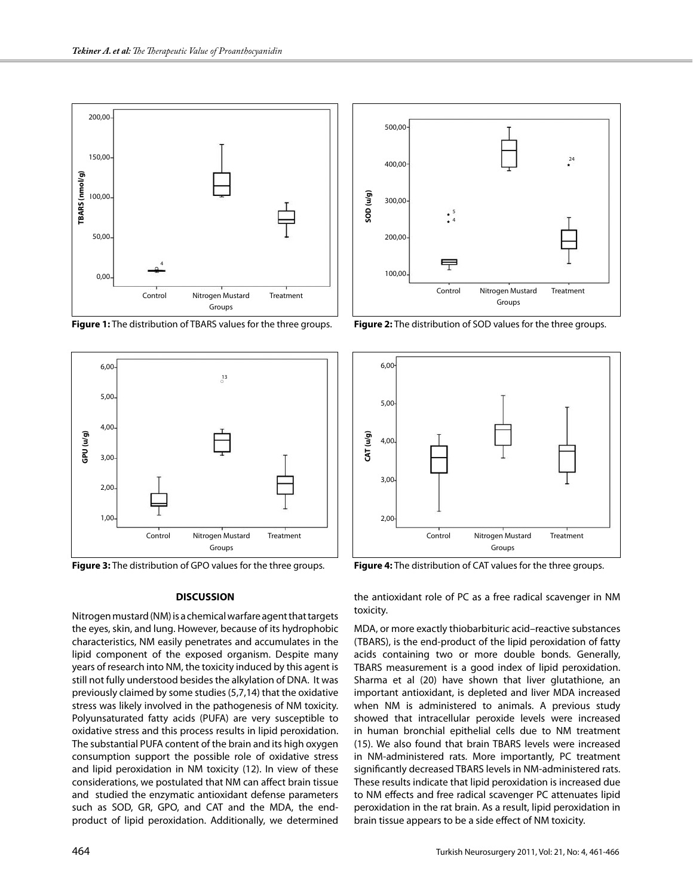Figure 1: The distribution of TBARS values for the three groups.

Figure 2: The distribution of SOD values for the three groups.

Figure 3: The distribution of GPO values for the three groups.

Figure 4: The distribution of CAT values for the three groups.

## DISCUSSION

Nitrogen mustard (NM) is a chemical warfare agent that targets the eyes, skin, and lung. However, because of its hydrophobic characteristics, NM easily penetrates and accumulates in the lipid component of the exposed organism. Despite many years of research into NM, the toxicity induced by this agent is still not fully understood besides the alkylation of DNA. It was previously claimed by some studies (5,7,14) that the oxidative stress was likely involved in the pathogenesis of NM toxicity. Polyunsaturated fatty acids (PUFA) are very susceptible to oxidative stress and this process results in lipid peroxidation. The substantial PUFA content of the brain and its high oxygen consumption support the possible role of oxidative stress and lipid peroxidation in NM toxicity (12). In view of these considerations, we postulated that NM can affect brain tissue and studied the enzymatic antioxidant defense parameters such as SOD, GR, GPO, and CAT and the MDA, the end-product of lipid peroxidation. Additionally, we determined the antioxidant role of PC as a free radical scavenger in NM toxicity.

MDA, or more exactly thiobarbituric acid–reactive substances (TBARS), is the end-product of the lipid peroxidation of fatty acids containing two or more double bonds. Generally, TBARS measurement is a good index of lipid peroxidation. Sharma et al (20) have shown that liver glutathione, an important antioxidant, is depleted and liver MDA increased when NM is administered to animals. A previous study showed that intracellular peroxide levels were increased in human bronchial epithelial cells due to NM treatment (15). We also found that brain TBARS levels were increased in NM-administered rats. More importantly, PC treatment significantly decreased TBARS levels in NM-administered rats. These results indicate that lipid peroxidation is increased due to NM effects and free radical scavenger PC attenuates lipid peroxidation in the rat brain. As a result, lipid peroxidation in brain tissue appears to be a side effect of NM toxicity.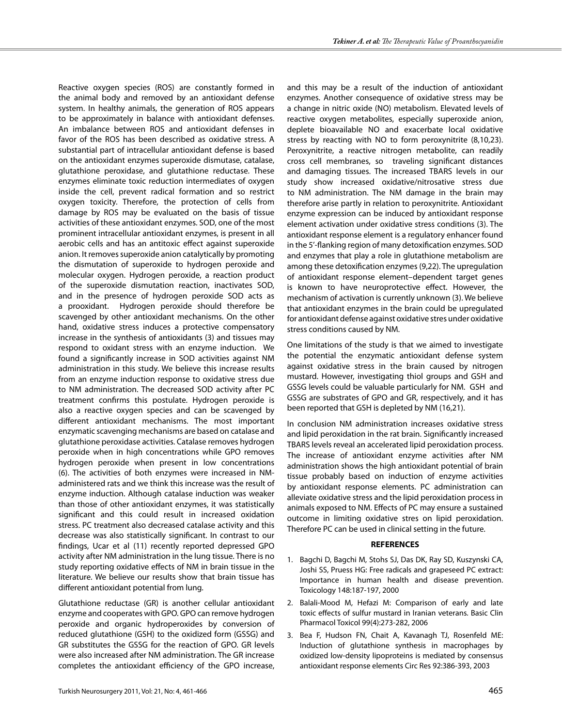Reactive oxygen species (ROS) are constantly formed in the animal body and removed by an antioxidant defense system. In healthy animals, the generation of ROS appears to be approximately in balance with antioxidant defenses. An imbalance between ROS and antioxidant defenses in favor of the ROS has been described as oxidative stress. A substantial part of intracellular antioxidant defense is based on the antioxidant enzymes superoxide dismutase, catalase, glutathione peroxidase, and glutathione reductase. These enzymes eliminate toxic reduction intermediates of oxygen inside the cell, prevent radical formation and so restrict oxygen toxicity. Therefore, the protection of cells from damage by ROS may be evaluated on the basis of tissue activities of these antioxidant enzymes. SOD, one of the most prominent intracellular antioxidant enzymes, is present in all aerobic cells and has an antitoxic effect against superoxide anion. It removes superoxide anion catalytically by promoting the dismutation of superoxide to hydrogen peroxide and molecular oxygen. Hydrogen peroxide, a reaction product of the superoxide dismutation reaction, inactivates SOD, and in the presence of hydrogen peroxide SOD acts as a prooxidant. Hydrogen peroxide should therefore be scavenged by other antioxidant mechanisms. On the other hand, oxidative stress induces a protective compensatory increase in the synthesis of antioxidants (3) and tissues may respond to oxidant stress with an enzyme induction. We found a significantly increase in SOD activities against NM administration in this study. We believe this increase results from an enzyme induction response to oxidative stress due to NM administration. The decreased SOD activity after PC treatment confirms this postulate. Hydrogen peroxide is also a reactive oxygen species and can be scavenged by different antioxidant mechanisms. The most important enzymatic scavenging mechanisms are based on catalase and glutathione peroxidase activities. Catalase removes hydrogen peroxide when in high concentrations while GPO removes hydrogen peroxide when present in low concentrations (6). The activities of both enzymes were increased in NM-administered rats and we think this increase was the result of enzyme induction. Although catalase induction was weaker than those of other antioxidant enzymes, it was statistically significant and this could result in increased oxidation stress. PC treatment also decreased catalase activity and this decrease was also statistically significant. In contrast to our findings, Ucar et al (11) recently reported depressed GPO activity after NM administration in the lung tissue. There is no study reporting oxidative effects of NM in brain tissue in the literature. We believe our results show that brain tissue has different antioxidant potential from lung.

Glutathione reductase (GR) is another cellular antioxidant enzyme and cooperates with GPO. GPO can remove hydrogen peroxide and organic hydroperoxides by conversion of reduced glutathione (GSH) to the oxidized form (GSSG) and GR substitutes the GSSG for the reaction of GPO. GR levels were also increased after NM administration. The GR increase completes the antioxidant efficiency of the GPO increase, and this may be a result of the induction of antioxidant enzymes. Another consequence of oxidative stress may be a change in nitric oxide (NO) metabolism. Elevated levels of reactive oxygen metabolites, especially superoxide anion, deplete bioavailable NO and exacerbate local oxidative stress by reacting with NO to form peroxynitrite (8,10,23). Peroxynitrite, a reactive nitrogen metabolite, can readily cross cell membranes, so traveling significant distances and damaging tissues. The increased TBARS levels in our study show increased oxidative/nitrosative stress due to NM administration. The NM damage in the brain may therefore arise partly in relation to peroxynitrite. Antioxidant enzyme expression can be induced by antioxidant response element activation under oxidative stress conditions (3). The antioxidant response element is a regulatory enhancer found in the 5'-flanking region of many detoxification enzymes. SOD and enzymes that play a role in glutathione metabolism are among these detoxification enzymes (9,22). The upregulation of antioxidant response element–dependent target genes is known to have neuroprotective effect. However, the mechanism of activation is currently unknown (3). We believe that antioxidant enzymes in the brain could be upregulated for antioxidant defense against oxidative stres under oxidative stress conditions caused by NM.

One limitations of the study is that we aimed to investigate the potential the enzymatic antioxidant defense system against oxidative stress in the brain caused by nitrogen mustard. However, investigating thiol groups and GSH and GSSG levels could be valuable particularly for NM. GSH and GSSG are substrates of GPO and GR, respectively, and it has been reported that GSH is depleted by NM (16,21).

In conclusion NM administration increases oxidative stress and lipid peroxidation in the rat brain. Significantly increased TBARS levels reveal an accelerated lipid peroxidation process. The increase of antioxidant enzyme activities after NM administration shows the high antioxidant potential of brain tissue probably based on induction of enzyme activities by antioxidant response elements. PC administration can alleviate oxidative stress and the lipid peroxidation process in animals exposed to NM. Effects of PC may ensure a sustained outcome in limiting oxidative stres on lipid peroxidation. Therefore PC can be used in clinical setting in the future.

## REFERENCES

1. Bagchi D, Bagchi M, Stohs SJ, Das DK, Ray SD, Kuszynski CA, Joshi SS, Pruess HG: Free radicals and grapeseed PC extract: Importance in human health and disease prevention. Toxicology 148:187-197, 2000
2. Balali-Mood M, Hefazi M: Comparison of early and late toxic effects of sulfur mustard in Iranian veterans. Basic Clin Pharmacol Toxicol 99(4):273-282, 2006
3. Bea F, Hudson FN, Chait A, Kavanagh TJ, Rosenfeld ME: Induction of glutathione synthesis in macrophages by oxidized low-density lipoproteins is mediated by consensus antioxidant response elements Circ Res 92:386-393, 2003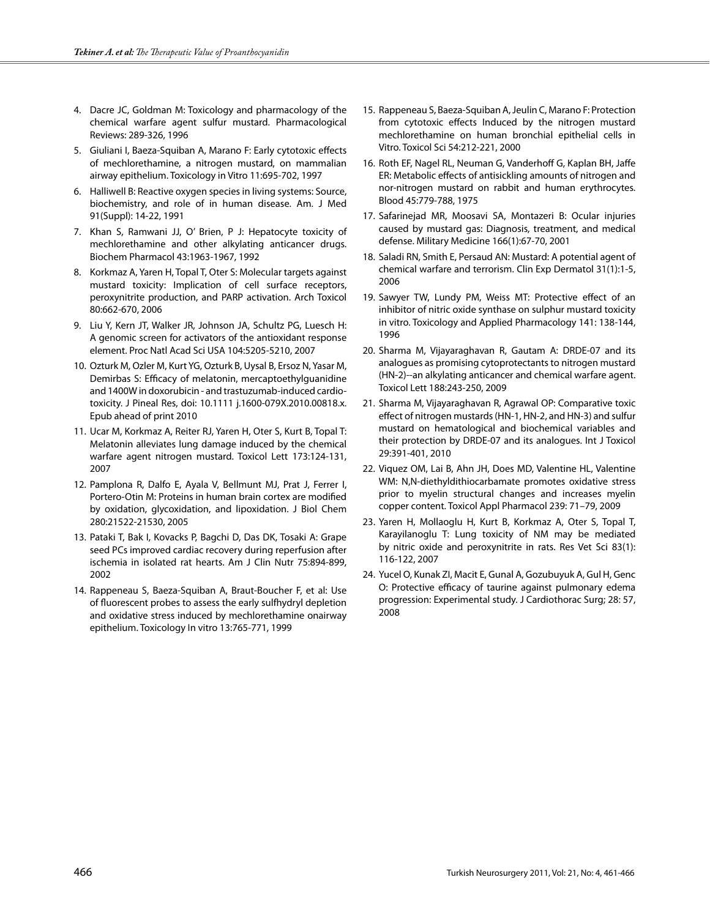4. Dacre JC, Goldman M: Toxicology and pharmacology of the chemical warfare agent sulfur mustard. Pharmacological Reviews: 289-326, 1996
5. Giuliani I, Baeza-Squiban A, Marano F: Early cytotoxic effects of mechlorethamine, a nitrogen mustard, on mammalian airway epithelium. Toxicology in Vitro 11:695-702, 1997
6. Halliwell B: Reactive oxygen species in living systems: Source, biochemistry, and role of in human disease. Am. J Med 91(Suppl): 14-22, 1991
7. Khan S, Ramwani JJ, O' Brien, P J: Hepatocyte toxicity of mechlorethamine and other alkylating anticancer drugs. Biochem Pharmacol 43:1963-1967, 1992
8. Korkmaz A, Yaren H, Topal T, Oter S: Molecular targets against mustard toxicity: Implication of cell surface receptors, peroxynitrite production, and PARP activation. Arch Toxicol 80:662-670, 2006
9. Liu Y, Kern JT, Walker JR, Johnson JA, Schultz PG, Luesch H: A genomic screen for activators of the antioxidant response element. Proc Natl Acad Sci USA 104:5205-5210, 2007
10. Ozturk M, Ozler M, Kurt YG, Ozturk B, Uysal B, Ersoz N, Yasar M, Demirbas S: Efficacy of melatonin, mercaptoethylguanidine and 1400W in doxorubicin - and trastuzumab-induced cardiotoxicity. J Pineal Res, doi: 10.1111 j.1600-079X.2010.00818.x. Epub ahead of print 2010
11. Ucar M, Korkmaz A, Reiter RJ, Yaren H, Oter S, Kurt B, Topal T: Melatonin alleviates lung damage induced by the chemical warfare agent nitrogen mustard. Toxicol Lett 173:124-131, 2007
12. Pamplona R, Dalfo E, Ayala V, Bellmunt MJ, Prat J, Ferrer I, Portero-Otin M: Proteins in human brain cortex are modified by oxidation, glycoxidation, and lipoxidation. J Biol Chem 280:21522-21530, 2005
13. Pataki T, Bak I, Kovacks P, Bagchi D, Das DK, Tosaki A: Grape seed PCs improved cardiac recovery during reperfusion after ischemia in isolated rat hearts. Am J Clin Nutr 75:894-899, 2002
14. Rappeneau S, Baeza-Squiban A, Braut-Boucher F, et al: Use of fluorescent probes to assess the early sulfhydryl depletion and oxidative stress induced by mechlorethamine onairway epithelium. Toxicology In vitro 13:765-771, 1999
15. Rappeneau S, Baeza-Squiban A, Jeulin C, Marano F: Protection from cytotoxic effects Induced by the nitrogen mustard mechlorethamine on human bronchial epithelial cells in Vitro. Toxicol Sci 54:212-221, 2000
16. Roth EF, Nagel RL, Neuman G, Vanderhoff G, Kaplan BH, Jaffe ER: Metabolic effects of antisickling amounts of nitrogen and nor-nitrogen mustard on rabbit and human erythrocytes. Blood 45:779-788, 1975
17. Safarinejad MR, Moosavi SA, Montazeri B: Ocular injuries caused by mustard gas: Diagnosis, treatment, and medical defense. Military Medicine 166(1):67-70, 2001
18. Saladi RN, Smith E, Persaud AN: Mustard: A potential agent of chemical warfare and terrorism. Clin Exp Dermatol 31(1):1-5, 2006
19. Sawyer TW, Lundy PM, Weiss MT: Protective effect of an inhibitor of nitric oxide synthase on sulphur mustard toxicity in vitro. Toxicology and Applied Pharmacology 141: 138-144, 1996
20. Sharma M, Vijayaraghavan R, Gautam A: DRDE-07 and its analogues as promising cytoprotectants to nitrogen mustard (HN-2)--an alkylating anticancer and chemical warfare agent. Toxicol Lett 188:243-250, 2009
21. Sharma M, Vijayaraghavan R, Agrawal OP: Comparative toxic effect of nitrogen mustards (HN-1, HN-2, and HN-3) and sulfur mustard on hematological and biochemical variables and their protection by DRDE-07 and its analogues. Int J Toxicol 29:391-401, 2010
22. Viquez OM, Lai B, Ahn JH, Does MD, Valentine HL, Valentine WM: N,N-diethyldithiocarbamate promotes oxidative stress prior to myelin structural changes and increases myelin copper content. Toxicol Appl Pharmacol 239: 71–79, 2009
23. Yaren H, Mollaoglu H, Kurt B, Korkmaz A, Oter S, Topal T, Karayilanoglu T: Lung toxicity of NM may be mediated by nitric oxide and peroxynitrite in rats. Res Vet Sci 83(1): 116-122, 2007
24. Yucel O, Kunak ZI, Macit E, Gunal A, Gozubuyuk A, Gul H, Genc O: Protective efficacy of taurine against pulmonary edema progression: Experimental study. J Cardiothorac Surg; 28: 57, 2008